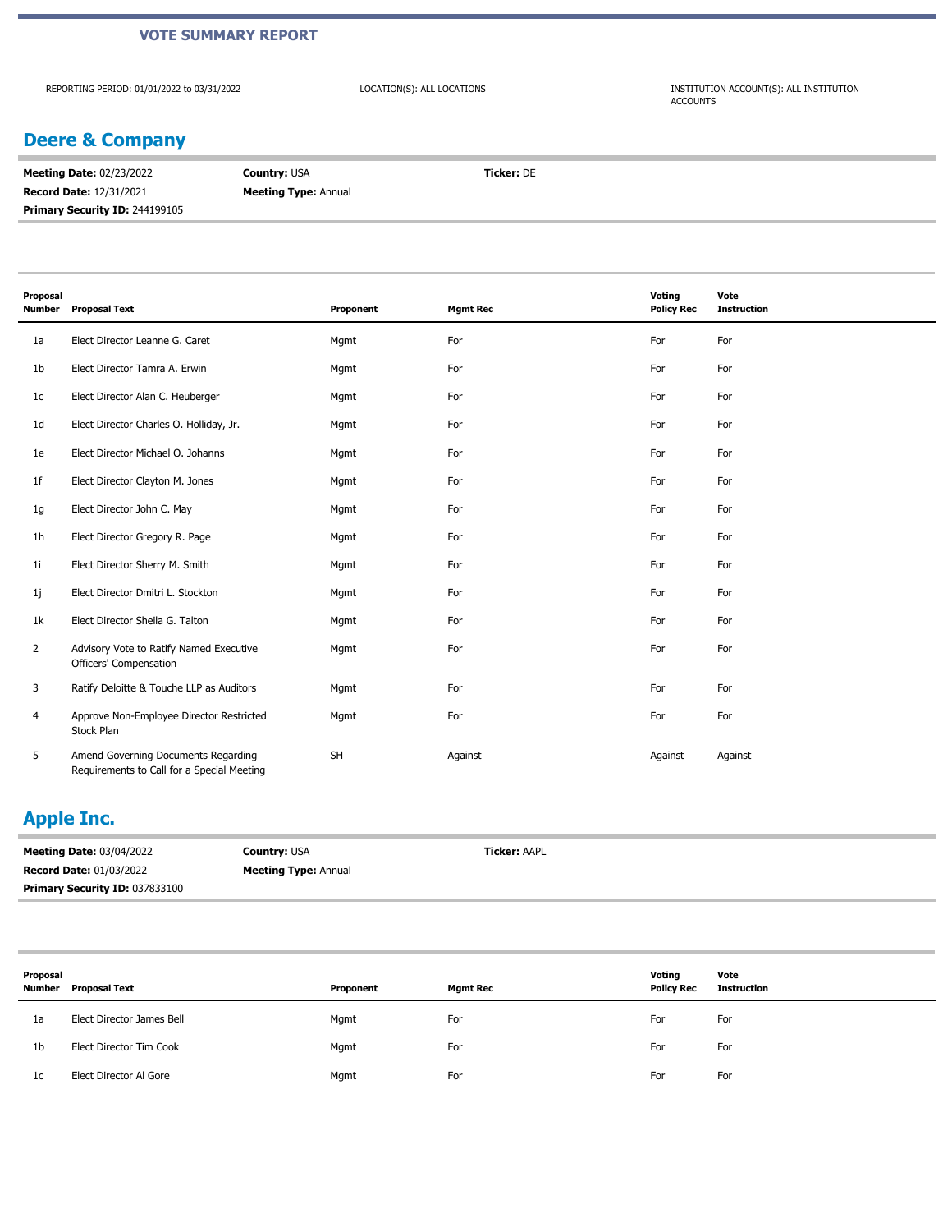# VOTE SUMMARY REPORT

REPORTING PERIOD: 01/01/2022 to 03/31/2022

LOCATION(S): ALL LOCATIONS

INSTITUTION ACCOUNT(S): ALL INSTITUTION ACCOUNTS

## Deere & Company

**Meeting Date:** 02/23/2022
**Country:** USA
**Ticker:** DE
**Record Date:** 12/31/2021
**Meeting Type:** Annual
**Primary Security ID:** 244199105

| Proposal Number | Proposal Text | Proponent | Mgmt Rec | Voting Policy Rec | Vote Instruction |
|---|---|---|---|---|---|
| 1a | Elect Director Leanne G. Caret | Mgmt | For | For | For |
| 1b | Elect Director Tamra A. Erwin | Mgmt | For | For | For |
| 1c | Elect Director Alan C. Heuberger | Mgmt | For | For | For |
| 1d | Elect Director Charles O. Holliday, Jr. | Mgmt | For | For | For |
| 1e | Elect Director Michael O. Johanns | Mgmt | For | For | For |
| 1f | Elect Director Clayton M. Jones | Mgmt | For | For | For |
| 1g | Elect Director John C. May | Mgmt | For | For | For |
| 1h | Elect Director Gregory R. Page | Mgmt | For | For | For |
| 1i | Elect Director Sherry M. Smith | Mgmt | For | For | For |
| 1j | Elect Director Dmitri L. Stockton | Mgmt | For | For | For |
| 1k | Elect Director Sheila G. Talton | Mgmt | For | For | For |
| 2 | Advisory Vote to Ratify Named Executive Officers' Compensation | Mgmt | For | For | For |
| 3 | Ratify Deloitte & Touche LLP as Auditors | Mgmt | For | For | For |
| 4 | Approve Non-Employee Director Restricted Stock Plan | Mgmt | For | For | For |
| 5 | Amend Governing Documents Regarding Requirements to Call for a Special Meeting | SH | Against | Against | Against |

## Apple Inc.

**Meeting Date:** 03/04/2022
**Country:** USA
**Ticker:** AAPL
**Record Date:** 01/03/2022
**Meeting Type:** Annual
**Primary Security ID:** 037833100

| Proposal Number | Proposal Text | Proponent | Mgmt Rec | Voting Policy Rec | Vote Instruction |
|---|---|---|---|---|---|
| 1a | Elect Director James Bell | Mgmt | For | For | For |
| 1b | Elect Director Tim Cook | Mgmt | For | For | For |
| 1c | Elect Director Al Gore | Mgmt | For | For | For |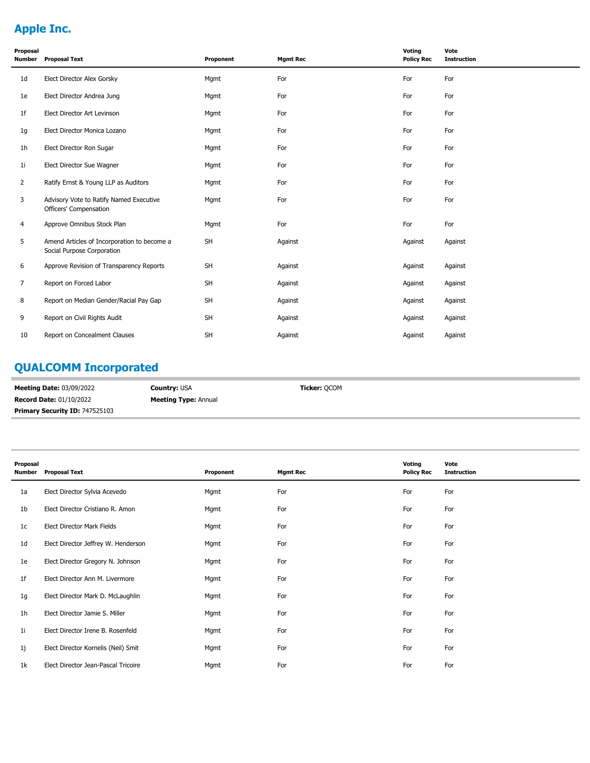## Apple Inc.

| Proposal Number | Proposal Text | Proponent | Mgmt Rec | Voting Policy Rec | Vote Instruction |
|---|---|---|---|---|---|
| 1d | Elect Director Alex Gorsky | Mgmt | For | For | For |
| 1e | Elect Director Andrea Jung | Mgmt | For | For | For |
| 1f | Elect Director Art Levinson | Mgmt | For | For | For |
| 1g | Elect Director Monica Lozano | Mgmt | For | For | For |
| 1h | Elect Director Ron Sugar | Mgmt | For | For | For |
| 1i | Elect Director Sue Wagner | Mgmt | For | For | For |
| 2 | Ratify Ernst & Young LLP as Auditors | Mgmt | For | For | For |
| 3 | Advisory Vote to Ratify Named Executive Officers' Compensation | Mgmt | For | For | For |
| 4 | Approve Omnibus Stock Plan | Mgmt | For | For | For |
| 5 | Amend Articles of Incorporation to become a Social Purpose Corporation | SH | Against | Against | Against |
| 6 | Approve Revision of Transparency Reports | SH | Against | Against | Against |
| 7 | Report on Forced Labor | SH | Against | Against | Against |
| 8 | Report on Median Gender/Racial Pay Gap | SH | Against | Against | Against |
| 9 | Report on Civil Rights Audit | SH | Against | Against | Against |
| 10 | Report on Concealment Clauses | SH | Against | Against | Against |

## QUALCOMM Incorporated

**Meeting Date:** 03/09/2022 **Country:** USA **Ticker:** QCOM
**Record Date:** 01/10/2022 **Meeting Type:** Annual
**Primary Security ID:** 747525103

| Proposal Number | Proposal Text | Proponent | Mgmt Rec | Voting Policy Rec | Vote Instruction |
|---|---|---|---|---|---|
| 1a | Elect Director Sylvia Acevedo | Mgmt | For | For | For |
| 1b | Elect Director Cristiano R. Amon | Mgmt | For | For | For |
| 1c | Elect Director Mark Fields | Mgmt | For | For | For |
| 1d | Elect Director Jeffrey W. Henderson | Mgmt | For | For | For |
| 1e | Elect Director Gregory N. Johnson | Mgmt | For | For | For |
| 1f | Elect Director Ann M. Livermore | Mgmt | For | For | For |
| 1g | Elect Director Mark D. McLaughlin | Mgmt | For | For | For |
| 1h | Elect Director Jamie S. Miller | Mgmt | For | For | For |
| 1i | Elect Director Irene B. Rosenfeld | Mgmt | For | For | For |
| 1j | Elect Director Kornelis (Neil) Smit | Mgmt | For | For | For |
| 1k | Elect Director Jean-Pascal Tricoire | Mgmt | For | For | For |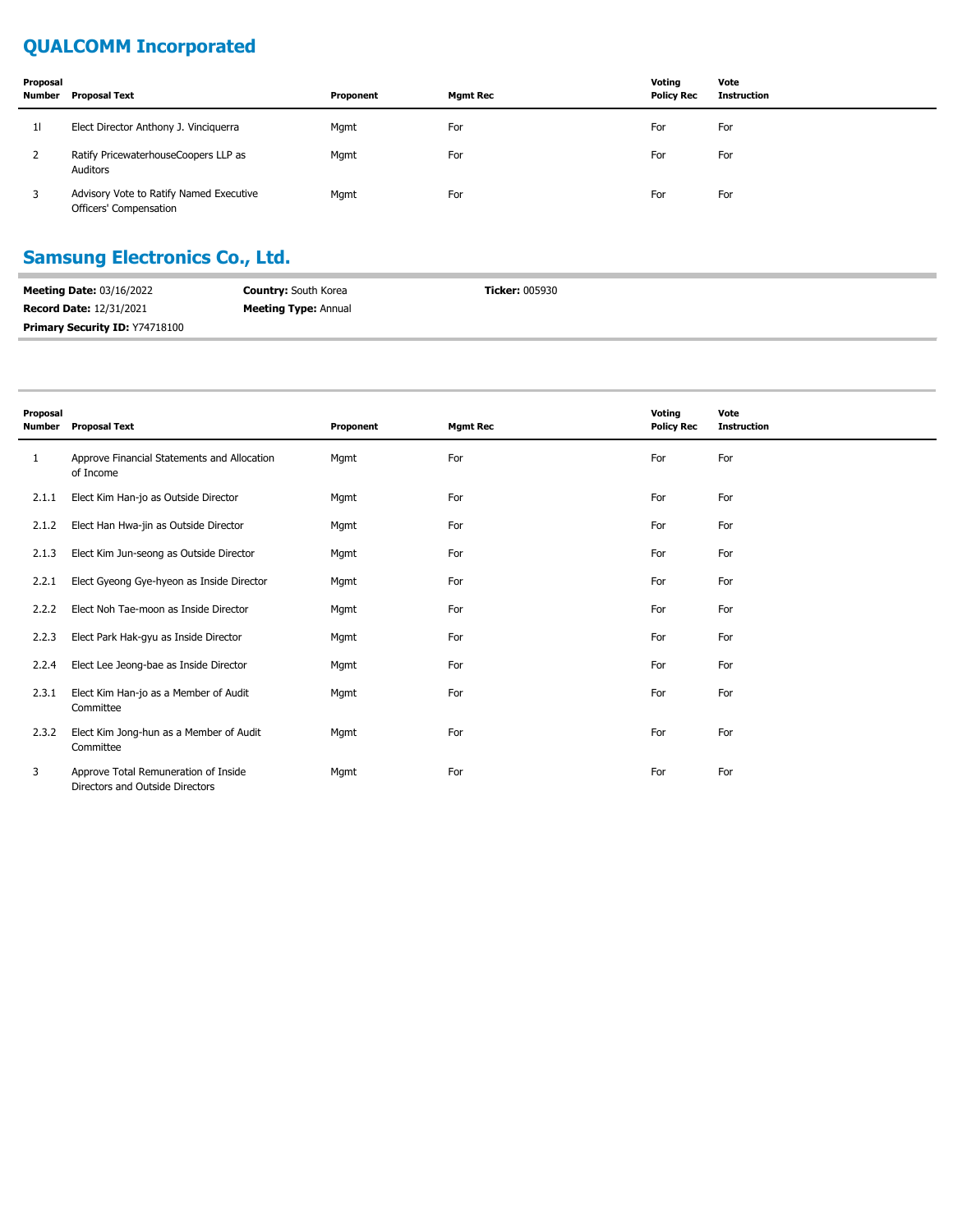## QUALCOMM Incorporated

| Proposal Number | Proposal Text | Proponent | Mgmt Rec | Voting Policy Rec | Vote Instruction |
|---|---|---|---|---|---|
| 1l | Elect Director Anthony J. Vinciquerra | Mgmt | For | For | For |
| 2 | Ratify PricewaterhouseCoopers LLP as Auditors | Mgmt | For | For | For |
| 3 | Advisory Vote to Ratify Named Executive Officers' Compensation | Mgmt | For | For | For |

## Samsung Electronics Co., Ltd.

**Meeting Date:** 03/16/2022 **Country:** South Korea **Ticker:** 005930

**Record Date:** 12/31/2021 **Meeting Type:** Annual

**Primary Security ID:** Y74718100

| Proposal Number | Proposal Text | Proponent | Mgmt Rec | Voting Policy Rec | Vote Instruction |
|---|---|---|---|---|---|
| 1 | Approve Financial Statements and Allocation of Income | Mgmt | For | For | For |
| 2.1.1 | Elect Kim Han-jo as Outside Director | Mgmt | For | For | For |
| 2.1.2 | Elect Han Hwa-jin as Outside Director | Mgmt | For | For | For |
| 2.1.3 | Elect Kim Jun-seong as Outside Director | Mgmt | For | For | For |
| 2.2.1 | Elect Gyeong Gye-hyeon as Inside Director | Mgmt | For | For | For |
| 2.2.2 | Elect Noh Tae-moon as Inside Director | Mgmt | For | For | For |
| 2.2.3 | Elect Park Hak-gyu as Inside Director | Mgmt | For | For | For |
| 2.2.4 | Elect Lee Jeong-bae as Inside Director | Mgmt | For | For | For |
| 2.3.1 | Elect Kim Han-jo as a Member of Audit Committee | Mgmt | For | For | For |
| 2.3.2 | Elect Kim Jong-hun as a Member of Audit Committee | Mgmt | For | For | For |
| 3 | Approve Total Remuneration of Inside Directors and Outside Directors | Mgmt | For | For | For |